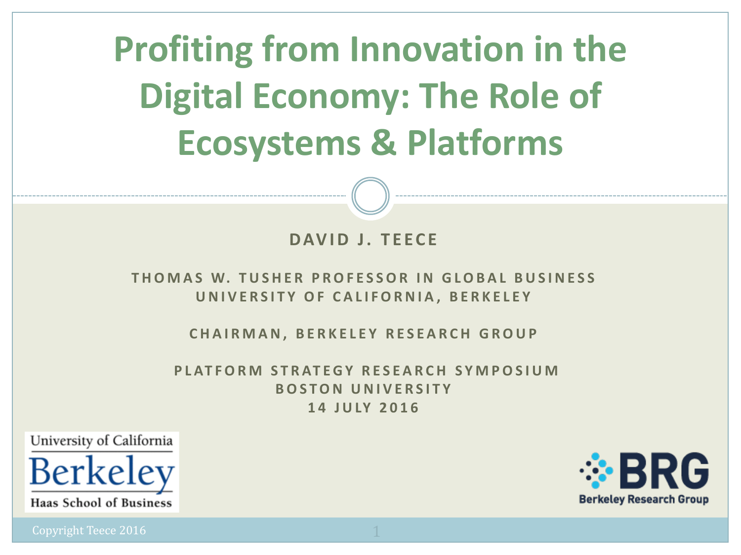# Profiting from Innovation in the Digital Economy: The Role of Ecosystems & Platforms

**DAVID J. TEECE**

THOMAS W. TUSHER PROFESSOR IN GLOBAL BUSINESS
UNIVERSITY OF CALIFORNIA, BERKELEY

CHAIRMAN, BERKELEY RESEARCH GROUP

PLATFORM STRATEGY RESEARCH SYMPOSIUM
BOSTON UNIVERSITY
14 JULY 2016

University of California Berkeley Haas School of Business

BRG Berkeley Research Group

Copyright Teece 2016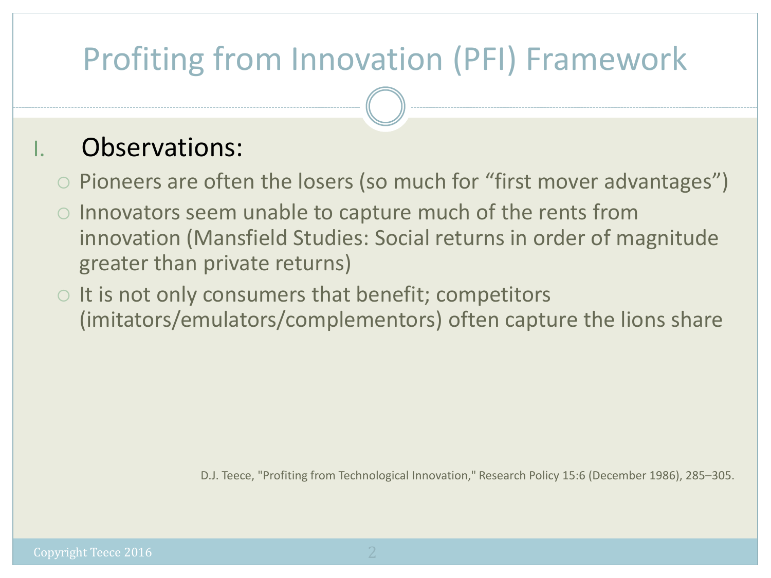# Profiting from Innovation (PFI) Framework

I. Observations:

- Pioneers are often the losers (so much for "first mover advantages")
- Innovators seem unable to capture much of the rents from innovation (Mansfield Studies: Social returns in order of magnitude greater than private returns)
- It is not only consumers that benefit; competitors (imitators/emulators/complementors) often capture the lions share

D.J. Teece, "Profiting from Technological Innovation," Research Policy 15:6 (December 1986), 285–305.

Copyright Teece 2016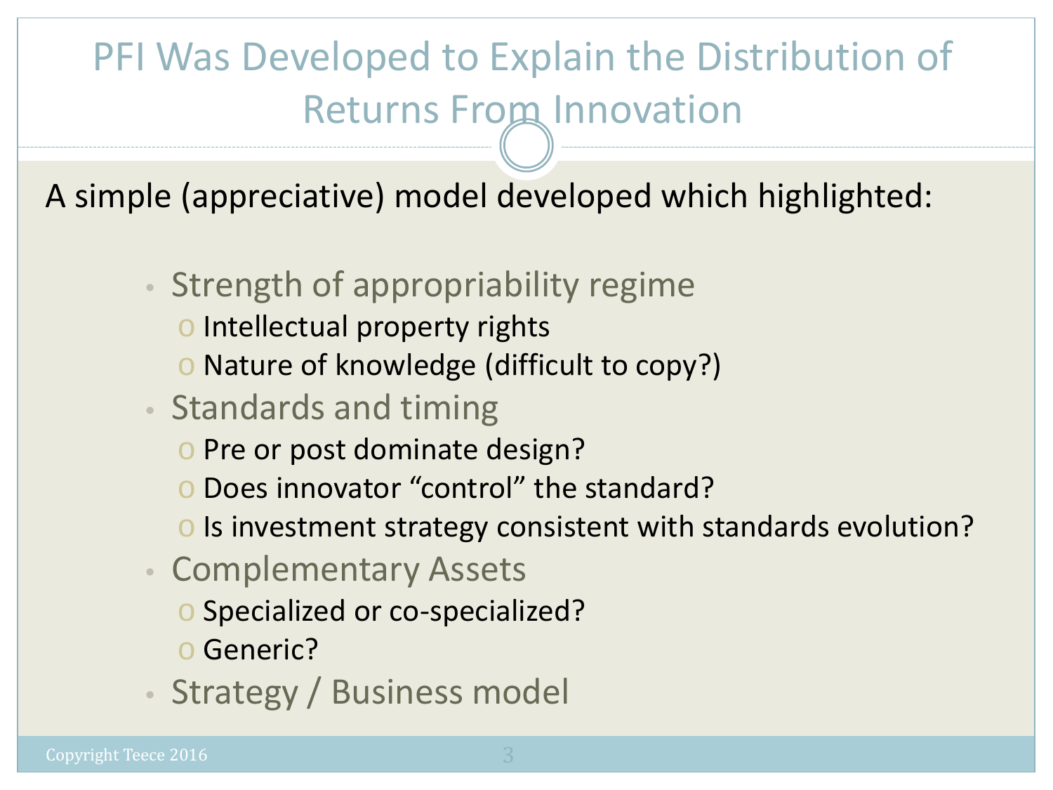# PFI Was Developed to Explain the Distribution of Returns From Innovation

A simple (appreciative) model developed which highlighted:

- Strength of appropriability regime
  - Intellectual property rights
  - Nature of knowledge (difficult to copy?)
- Standards and timing
  - Pre or post dominate design?
  - Does innovator "control" the standard?
  - Is investment strategy consistent with standards evolution?
- Complementary Assets
  - Specialized or co-specialized?
  - Generic?
- Strategy / Business model

Copyright Teece 2016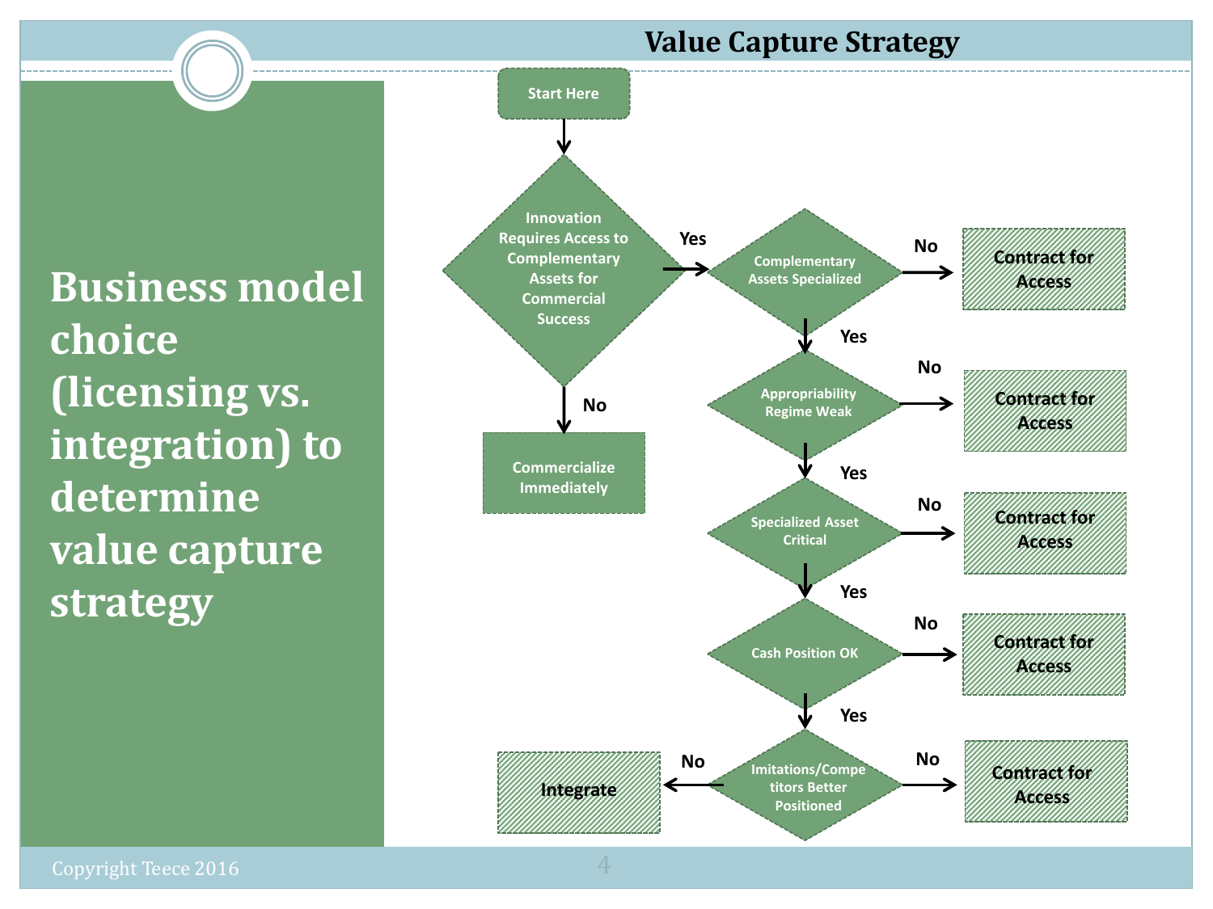# Value Capture Strategy

## Business model choice (licensing vs. integration) to determine value capture strategy

- **Start Here**
- **Innovation Requires Access to Complementary Assets for Commercial Success?**
  - No → Commercialize Immediately
  - Yes → **Complementary Assets Specialized?**
    - No → Contract for Access
    - Yes → **Appropriability Regime Weak?**
      - No → Contract for Access
      - Yes → **Specialized Asset Critical?**
        - No → Contract for Access
        - Yes → **Cash Position OK?**
          - No → Contract for Access
          - Yes → **Imitations/Competitors Better Positioned?**
            - No → Integrate
            - No → Contract for Access

Copyright Teece 2016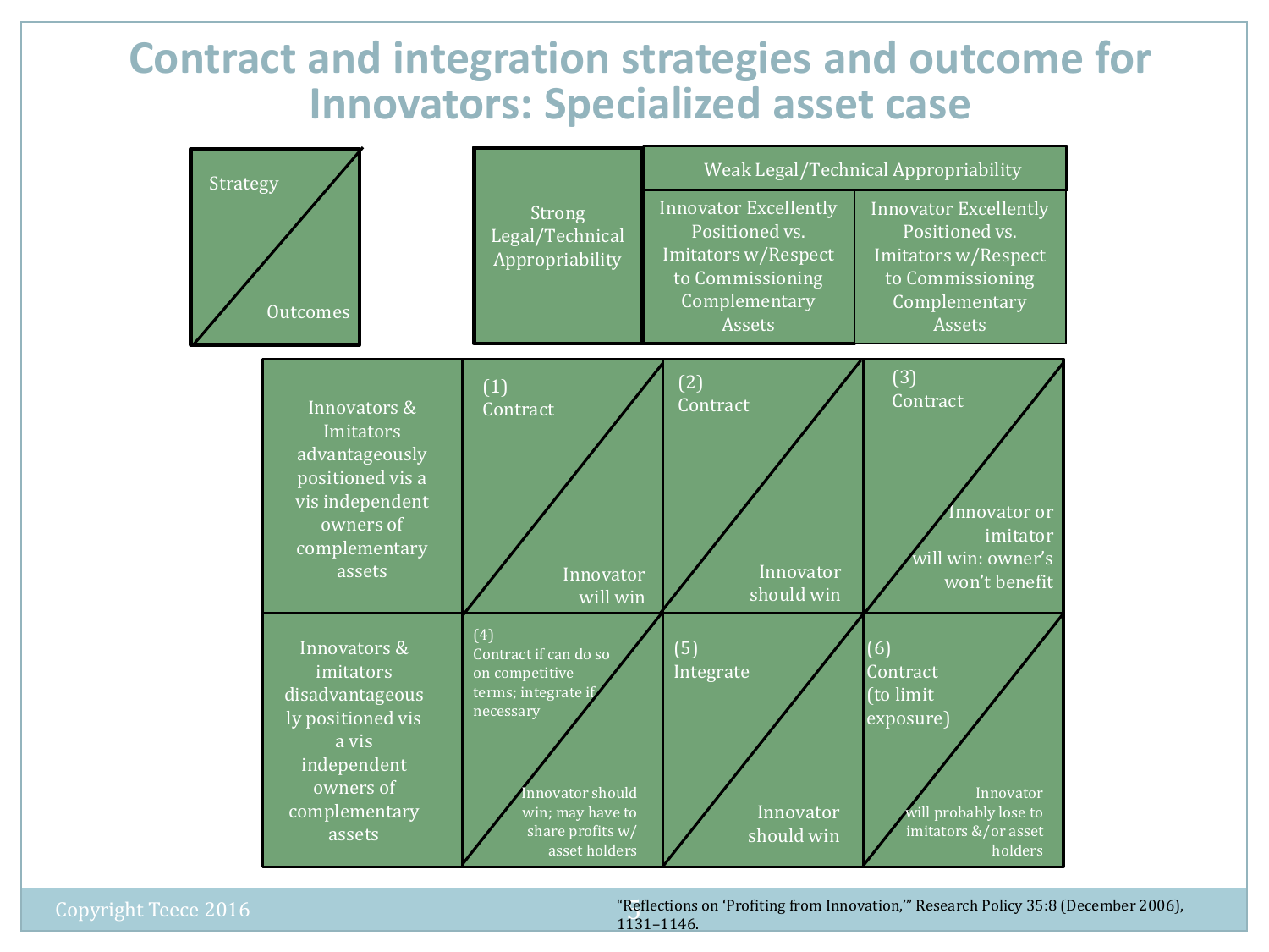# Contract and integration strategies and outcome for Innovators: Specialized asset case

| Strategy / Outcomes | Strong Legal/Technical Appropriability | Weak Legal/Technical Appropriability: Innovator Excellently Positioned vs. Imitators w/Respect to Commissioning Complementary Assets | Weak Legal/Technical Appropriability: Innovator Excellently Positioned vs. Imitators w/Respect to Commissioning Complementary Assets |
|---|---|---|---|
| Innovators & Imitators advantageously positioned vis a vis independent owners of complementary assets | (1) Contract / Innovator will win | (2) Contract / Innovator should win | (3) Contract / Innovator or imitator will win: owner's won't benefit |
| Innovators & imitators disadvantageously positioned vis a vis independent owners of complementary assets | (4) Contract if can do so on competitive terms; integrate if necessary / Innovator should win; may have to share profits w/ asset holders | (5) Integrate / Innovator should win | (6) Contract (to limit exposure) / Innovator will probably lose to imitators &/or asset holders |

Copyright Teece 2016

"Reflections on 'Profiting from Innovation,'" Research Policy 35:8 (December 2006), 1131–1146.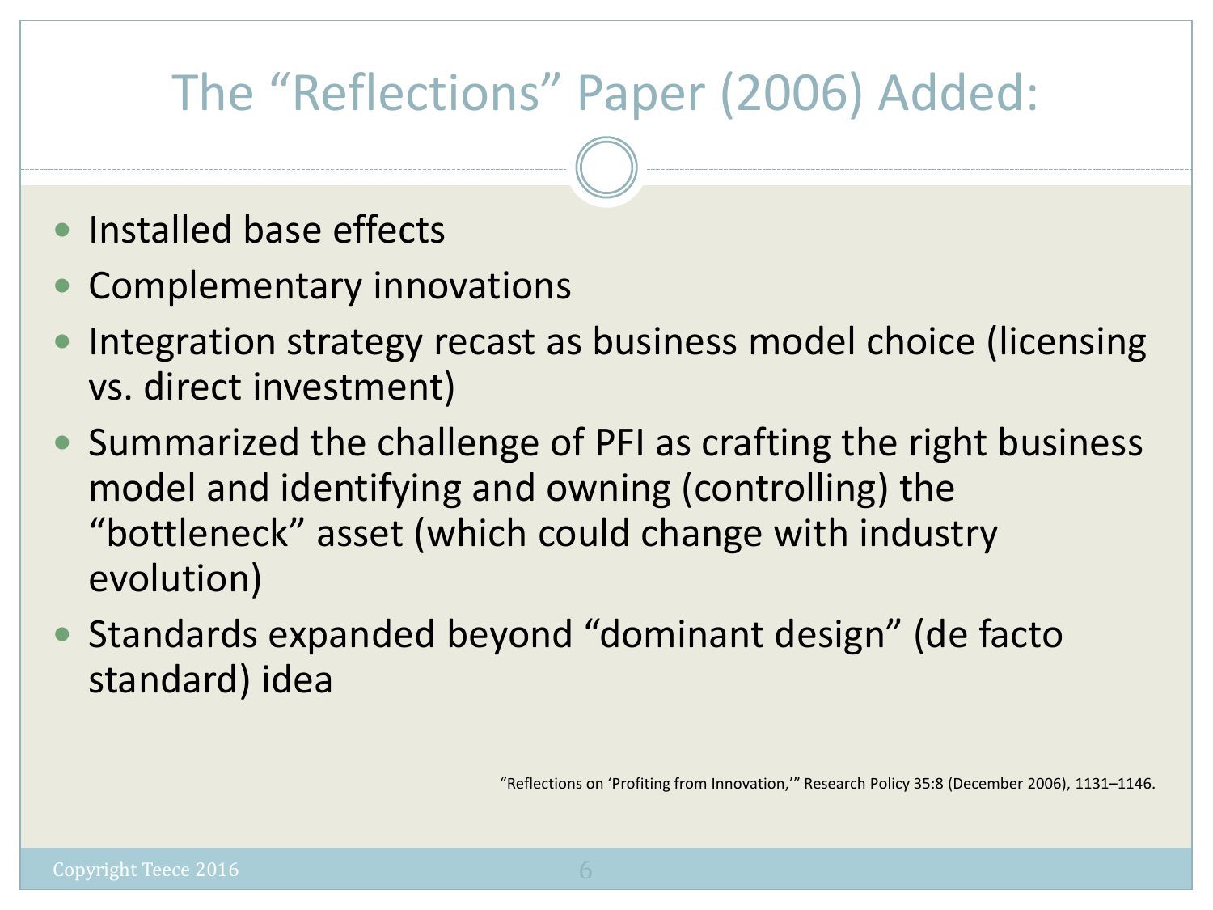# The "Reflections" Paper (2006) Added:

- Installed base effects
- Complementary innovations
- Integration strategy recast as business model choice (licensing vs. direct investment)
- Summarized the challenge of PFI as crafting the right business model and identifying and owning (controlling) the "bottleneck" asset (which could change with industry evolution)
- Standards expanded beyond "dominant design" (de facto standard) idea

"Reflections on 'Profiting from Innovation,'" Research Policy 35:8 (December 2006), 1131–1146.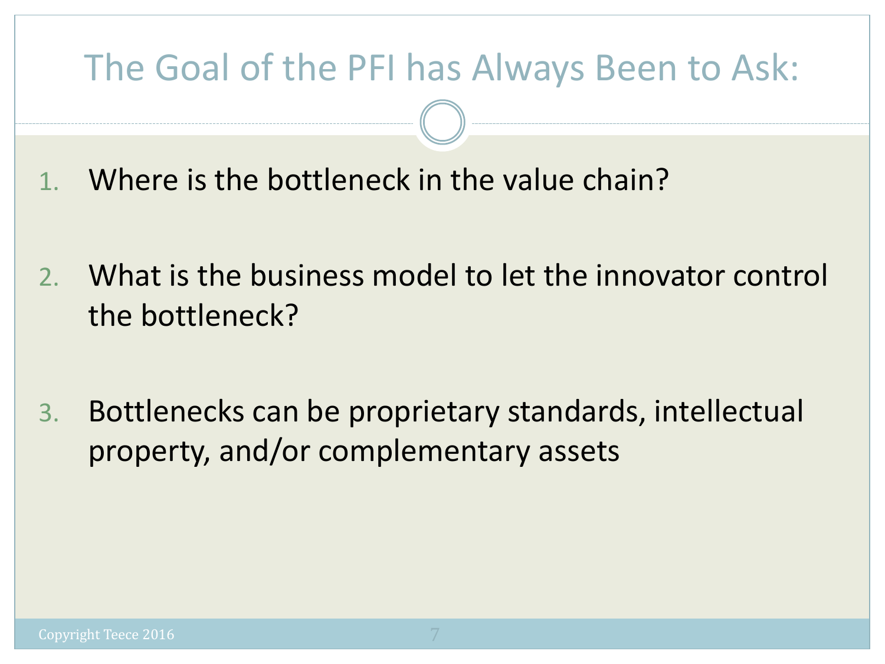# The Goal of the PFI has Always Been to Ask:

1. Where is the bottleneck in the value chain?

2. What is the business model to let the innovator control the bottleneck?

3. Bottlenecks can be proprietary standards, intellectual property, and/or complementary assets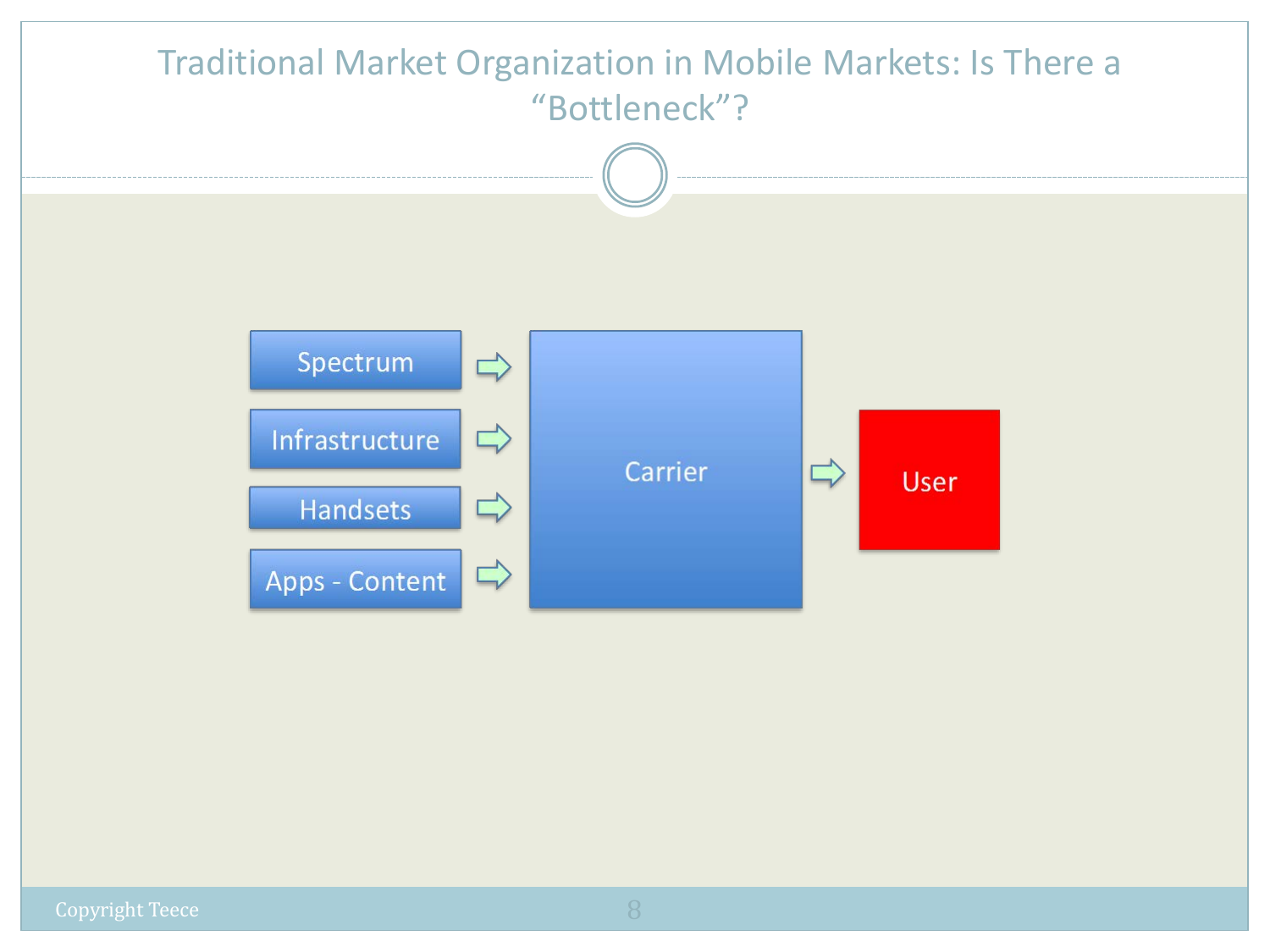# Traditional Market Organization in Mobile Markets: Is There a "Bottleneck"?

Spectrum → Carrier
Infrastructure → Carrier
Handsets → Carrier
Apps - Content → Carrier

Carrier → User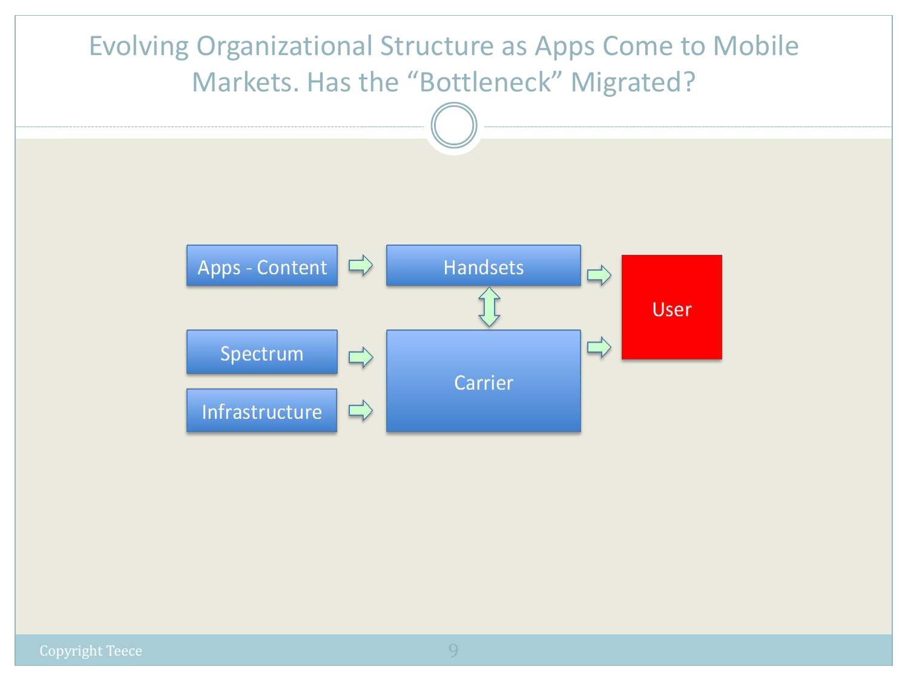# Evolving Organizational Structure as Apps Come to Mobile Markets. Has the "Bottleneck" Migrated?

Apps - Content → Handsets → User

Handsets ↕ Carrier

Spectrum → Carrier

Infrastructure → Carrier

Carrier → User

Copyright Teece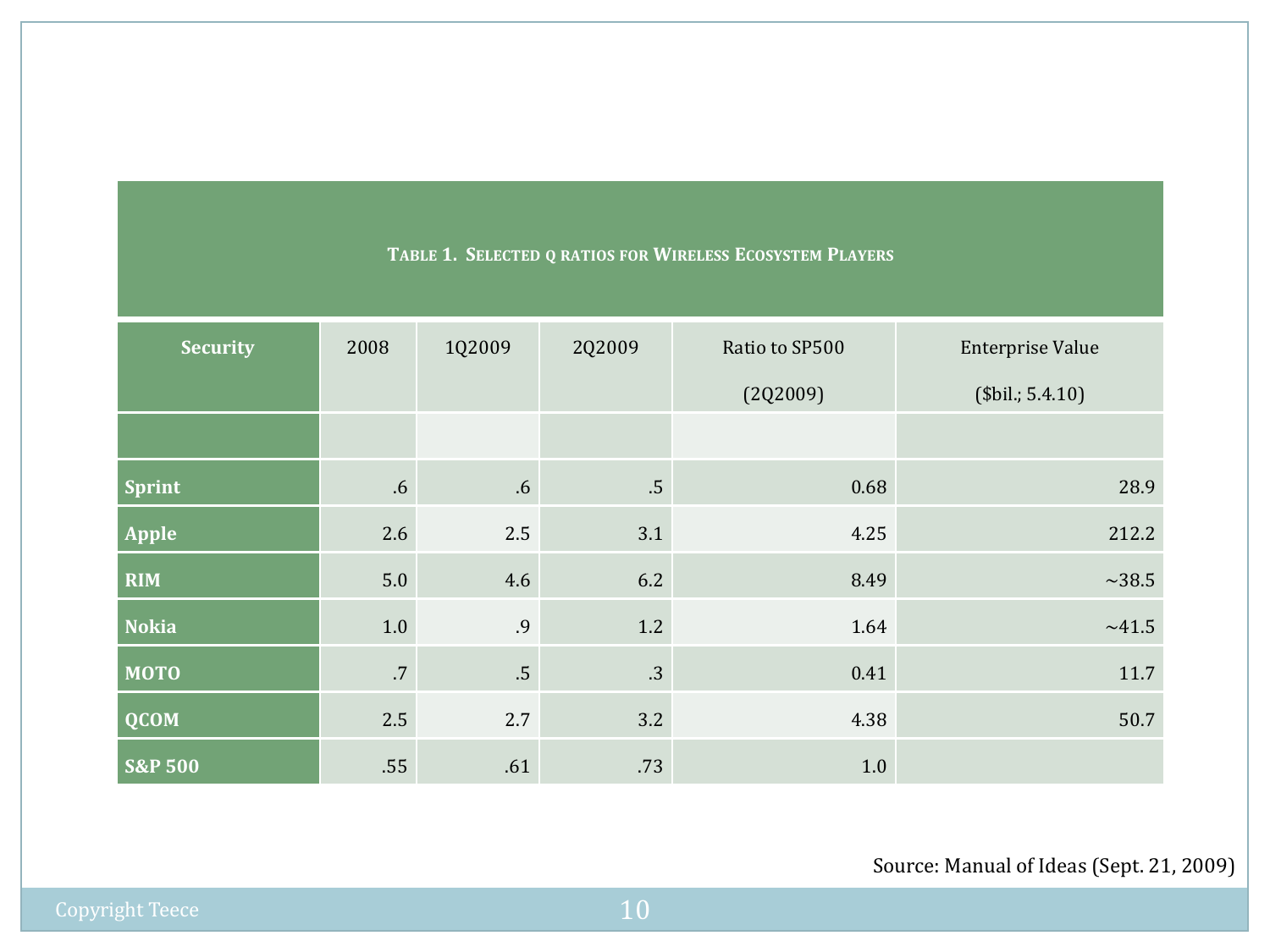**Table 1. Selected q ratios for Wireless Ecosystem Players**

| Security | 2008 | 1Q2009 | 2Q2009 | Ratio to SP500 (2Q2009) | Enterprise Value ($bil.; 5.4.10) |
|---|---|---|---|---|---|
| | | | | | |
| Sprint | .6 | .6 | .5 | 0.68 | 28.9 |
| Apple | 2.6 | 2.5 | 3.1 | 4.25 | 212.2 |
| RIM | 5.0 | 4.6 | 6.2 | 8.49 | ~38.5 |
| Nokia | 1.0 | .9 | 1.2 | 1.64 | ~41.5 |
| MOTO | .7 | .5 | .3 | 0.41 | 11.7 |
| QCOM | 2.5 | 2.7 | 3.2 | 4.38 | 50.7 |
| S&P 500 | .55 | .61 | .73 | 1.0 | |

Source: Manual of Ideas (Sept. 21, 2009)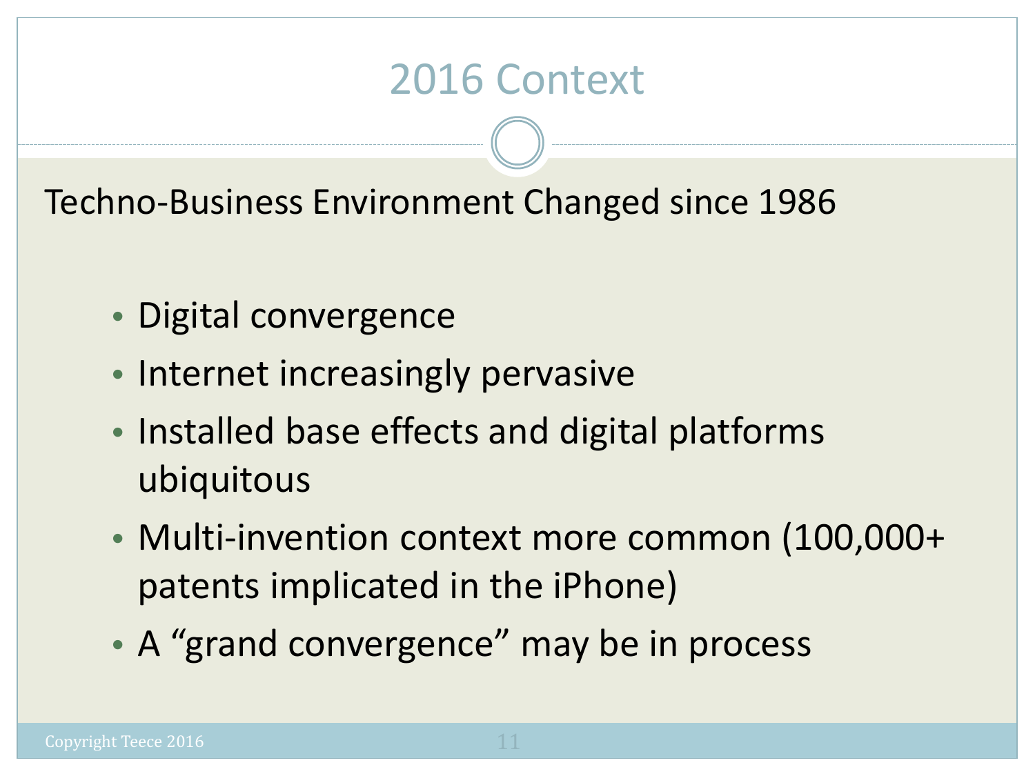# 2016 Context

Techno-Business Environment Changed since 1986

- Digital convergence
- Internet increasingly pervasive
- Installed base effects and digital platforms ubiquitous
- Multi-invention context more common (100,000+ patents implicated in the iPhone)
- A "grand convergence" may be in process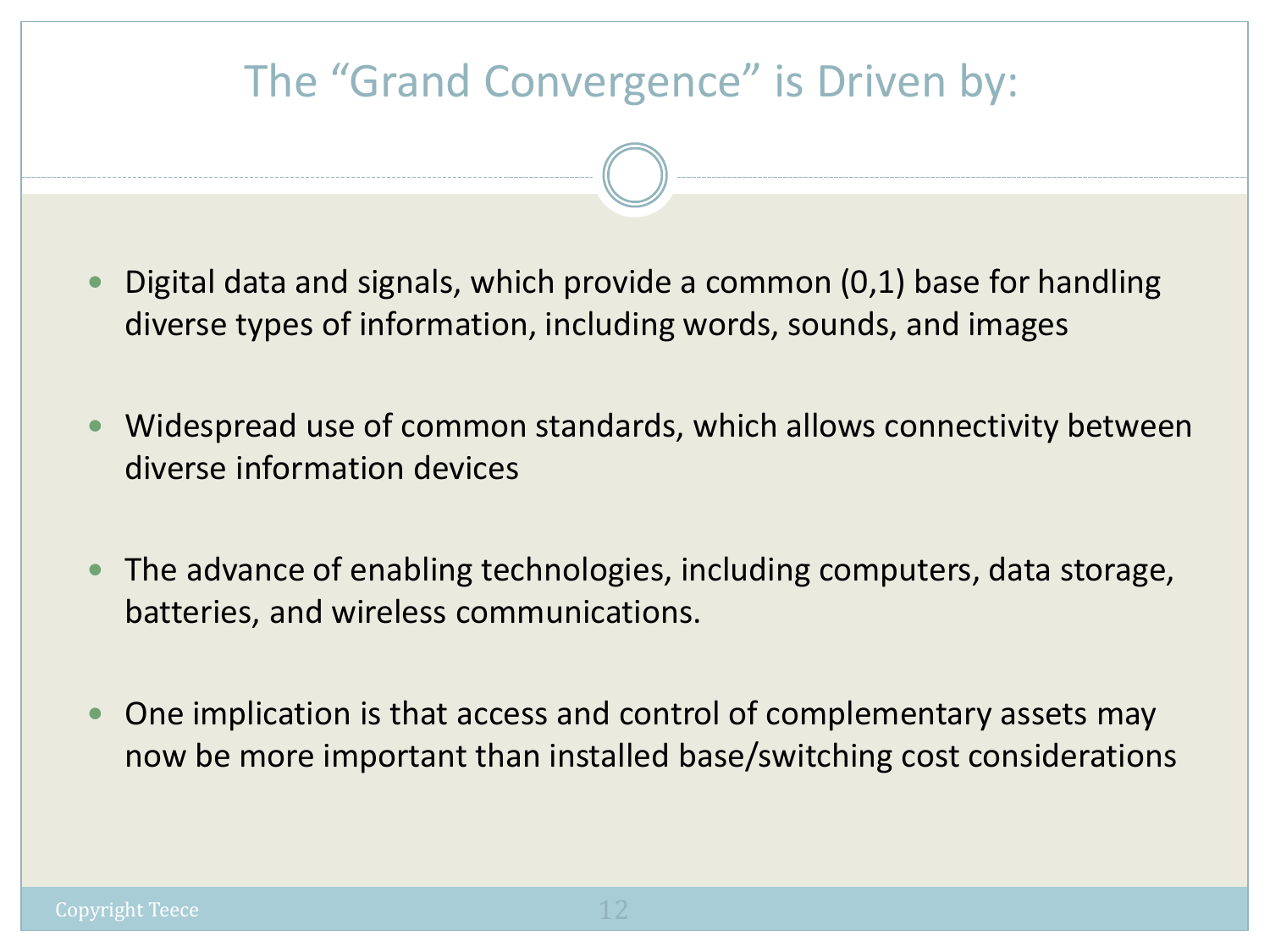# The "Grand Convergence" is Driven by:

- Digital data and signals, which provide a common (0,1) base for handling diverse types of information, including words, sounds, and images
- Widespread use of common standards, which allows connectivity between diverse information devices
- The advance of enabling technologies, including computers, data storage, batteries, and wireless communications.
- One implication is that access and control of complementary assets may now be more important than installed base/switching cost considerations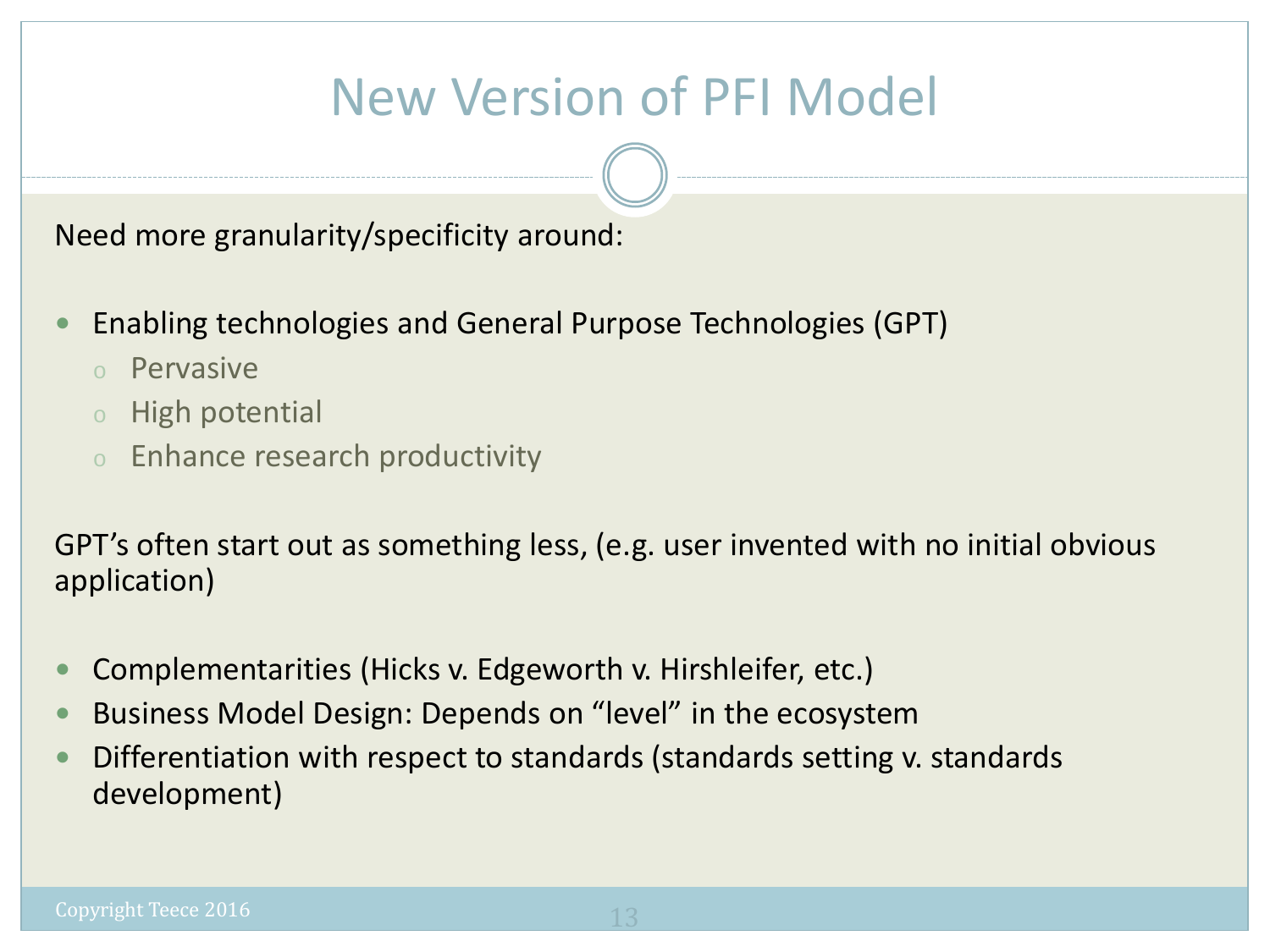# New Version of PFI Model

Need more granularity/specificity around:

- Enabling technologies and General Purpose Technologies (GPT)
  - Pervasive
  - High potential
  - Enhance research productivity

GPT's often start out as something less, (e.g. user invented with no initial obvious application)

- Complementarities (Hicks v. Edgeworth v. Hirshleifer, etc.)
- Business Model Design: Depends on "level" in the ecosystem
- Differentiation with respect to standards (standards setting v. standards development)

Copyright Teece 2016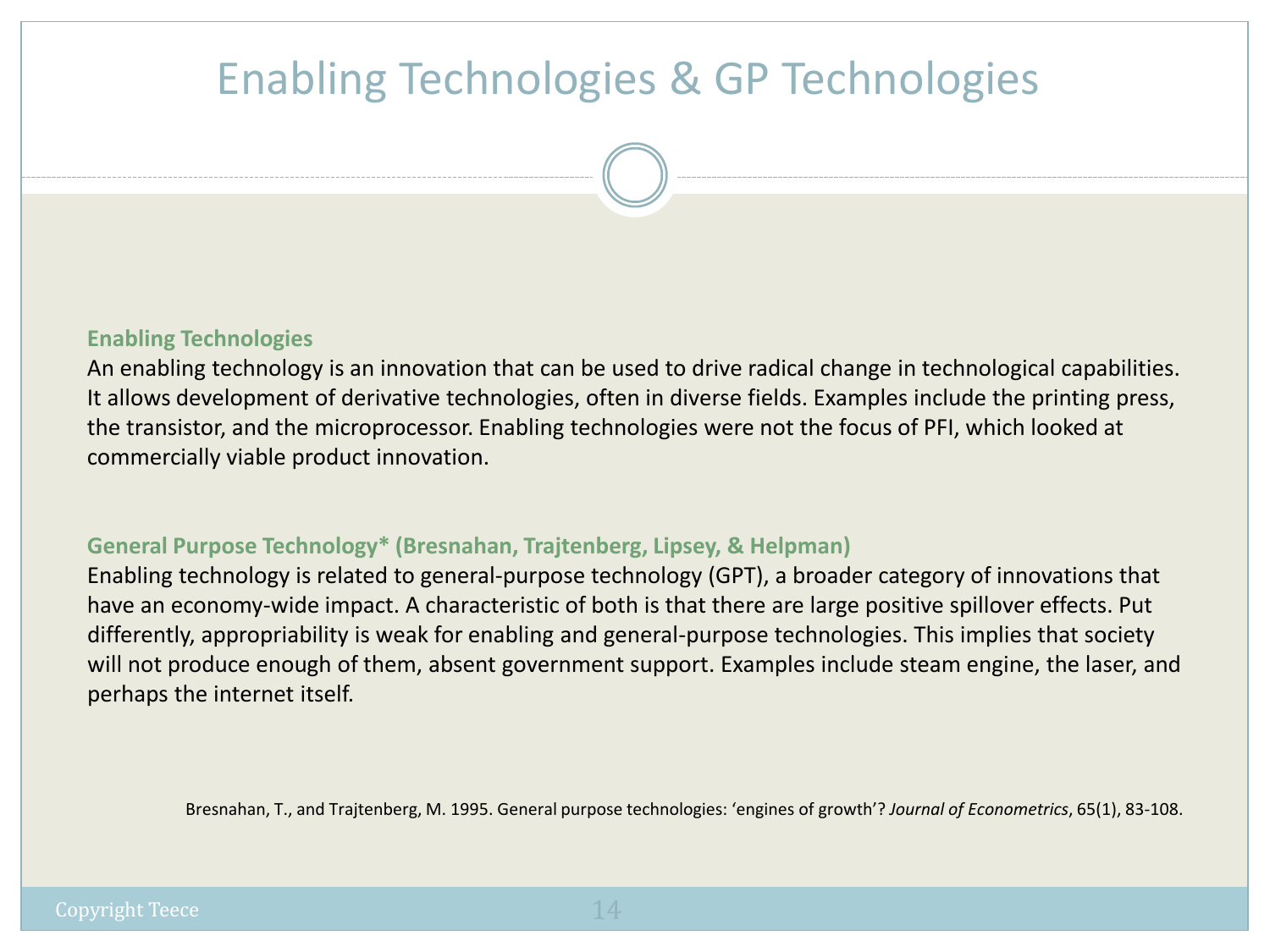# Enabling Technologies & GP Technologies

### Enabling Technologies

An enabling technology is an innovation that can be used to drive radical change in technological capabilities. It allows development of derivative technologies, often in diverse fields. Examples include the printing press, the transistor, and the microprocessor. Enabling technologies were not the focus of PFI, which looked at commercially viable product innovation.

### General Purpose Technology* (Bresnahan, Trajtenberg, Lipsey, & Helpman)

Enabling technology is related to general-purpose technology (GPT), a broader category of innovations that have an economy-wide impact. A characteristic of both is that there are large positive spillover effects. Put differently, appropriability is weak for enabling and general-purpose technologies. This implies that society will not produce enough of them, absent government support. Examples include steam engine, the laser, and perhaps the internet itself.

Bresnahan, T., and Trajtenberg, M. 1995. General purpose technologies: 'engines of growth'? *Journal of Econometrics*, 65(1), 83-108.

Copyright Teece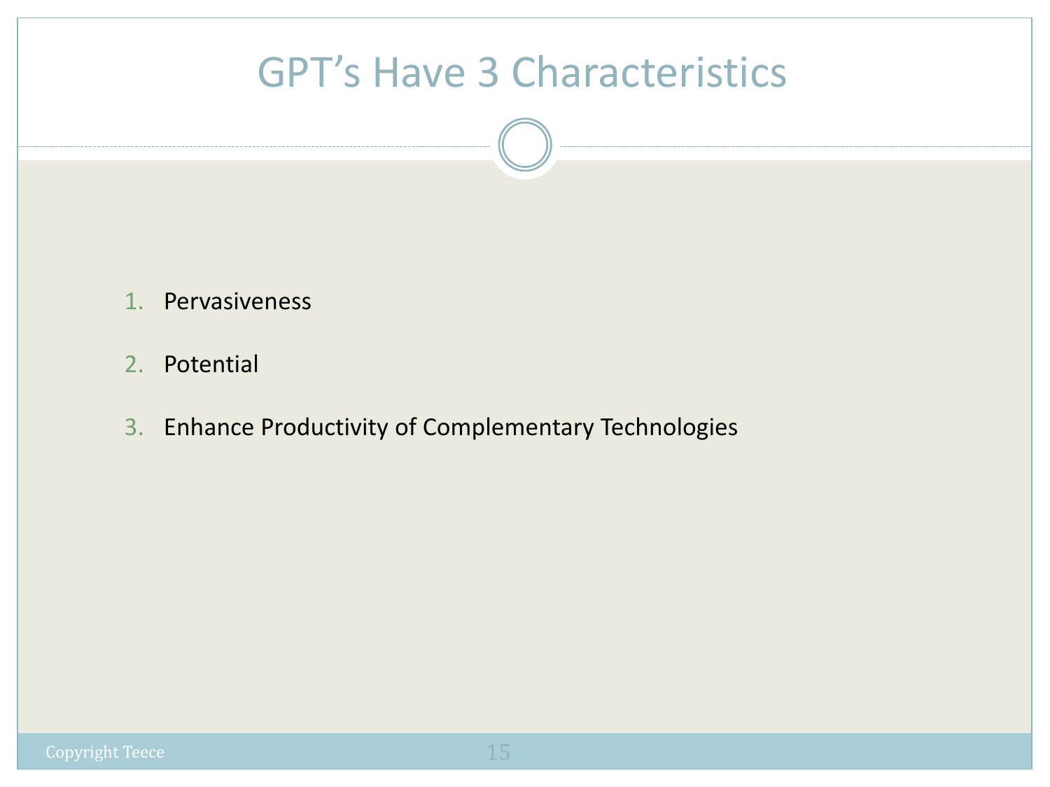# GPT's Have 3 Characteristics

1. Pervasiveness
2. Potential
3. Enhance Productivity of Complementary Technologies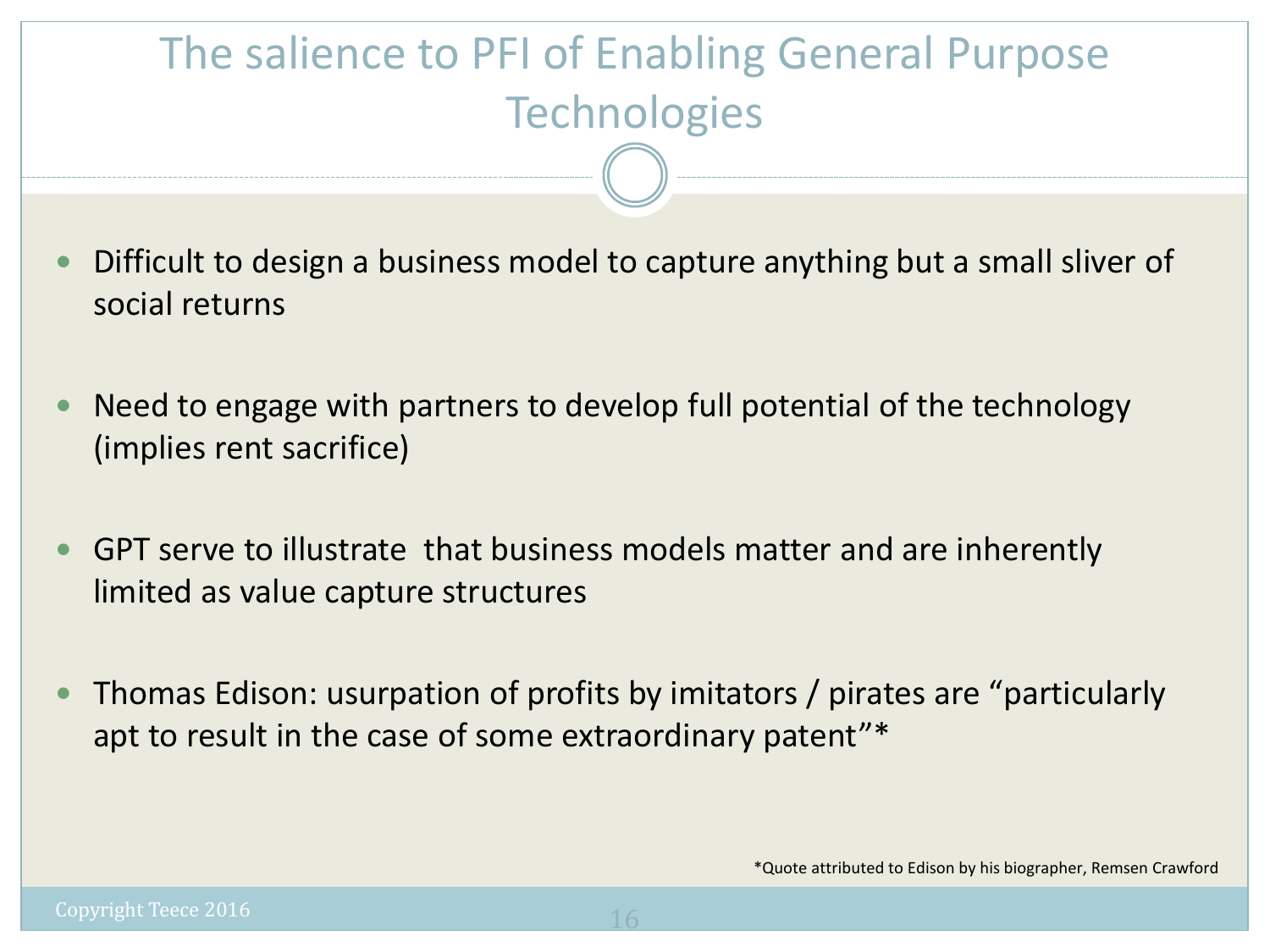# The salience to PFI of Enabling General Purpose Technologies

- Difficult to design a business model to capture anything but a small sliver of social returns

- Need to engage with partners to develop full potential of the technology (implies rent sacrifice)

- GPT serve to illustrate that business models matter and are inherently limited as value capture structures

- Thomas Edison: usurpation of profits by imitators / pirates are "particularly apt to result in the case of some extraordinary patent"*

*Quote attributed to Edison by his biographer, Remsen Crawford

Copyright Teece 2016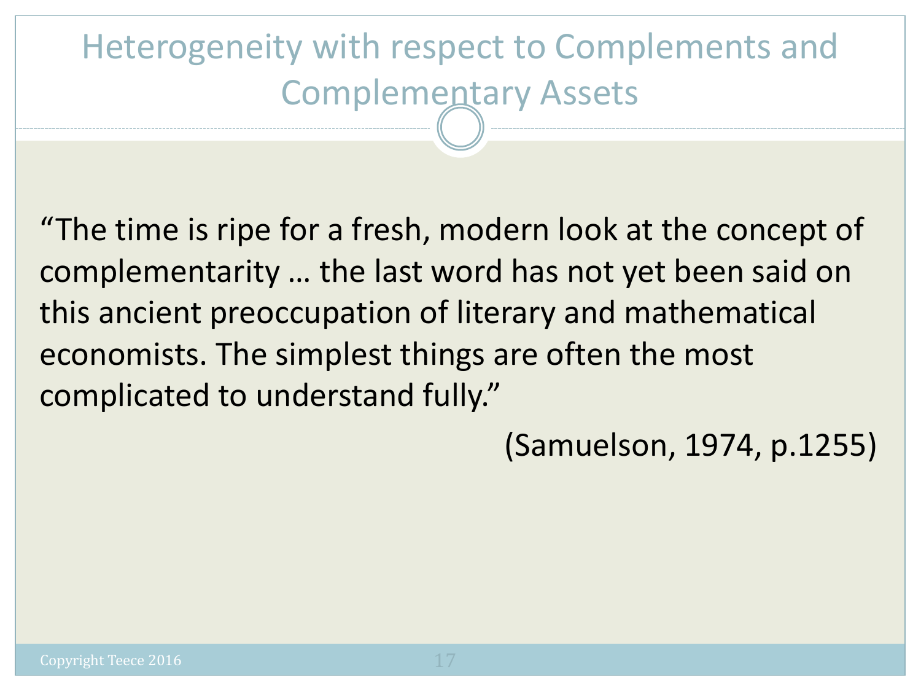# Heterogeneity with respect to Complements and Complementary Assets

"The time is ripe for a fresh, modern look at the concept of complementarity … the last word has not yet been said on this ancient preoccupation of literary and mathematical economists. The simplest things are often the most complicated to understand fully."

(Samuelson, 1974, p.1255)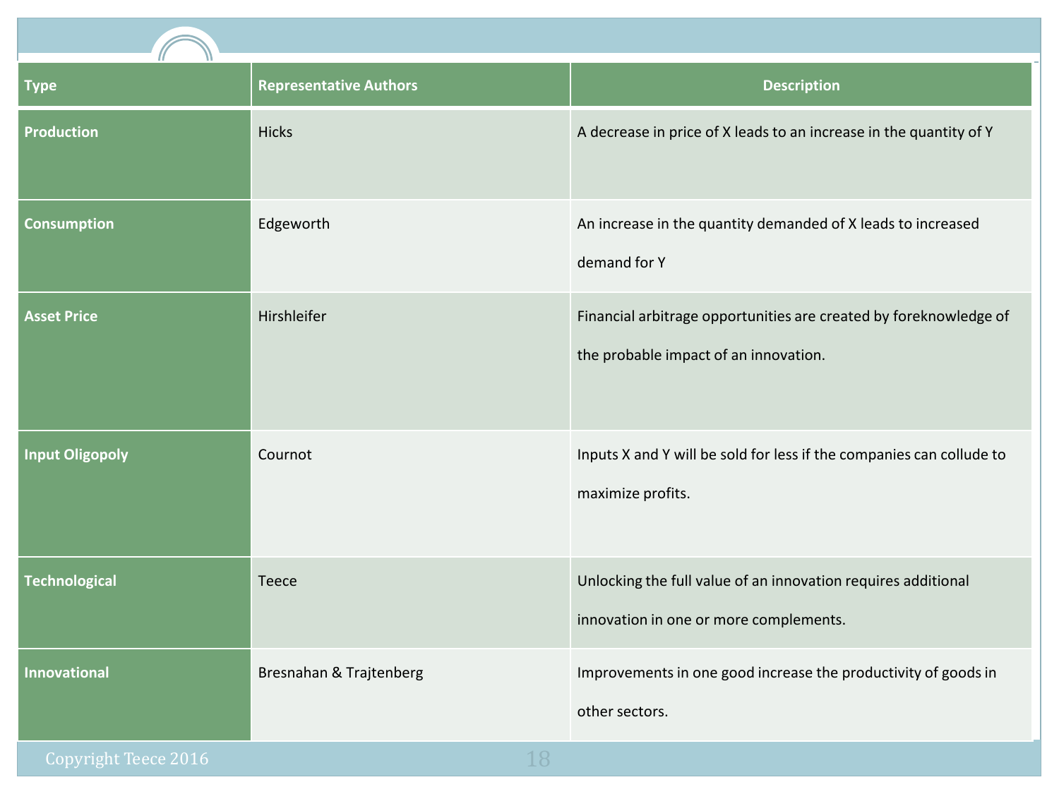| Type | Representative Authors | Description |
| --- | --- | --- |
| **Production** | Hicks | A decrease in price of X leads to an increase in the quantity of Y |
| **Consumption** | Edgeworth | An increase in the quantity demanded of X leads to increased demand for Y |
| **Asset Price** | Hirshleifer | Financial arbitrage opportunities are created by foreknowledge of the probable impact of an innovation. |
| **Input Oligopoly** | Cournot | Inputs X and Y will be sold for less if the companies can collude to maximize profits. |
| **Technological** | Teece | Unlocking the full value of an innovation requires additional innovation in one or more complements. |
| **Innovational** | Bresnahan & Trajtenberg | Improvements in one good increase the productivity of goods in other sectors. |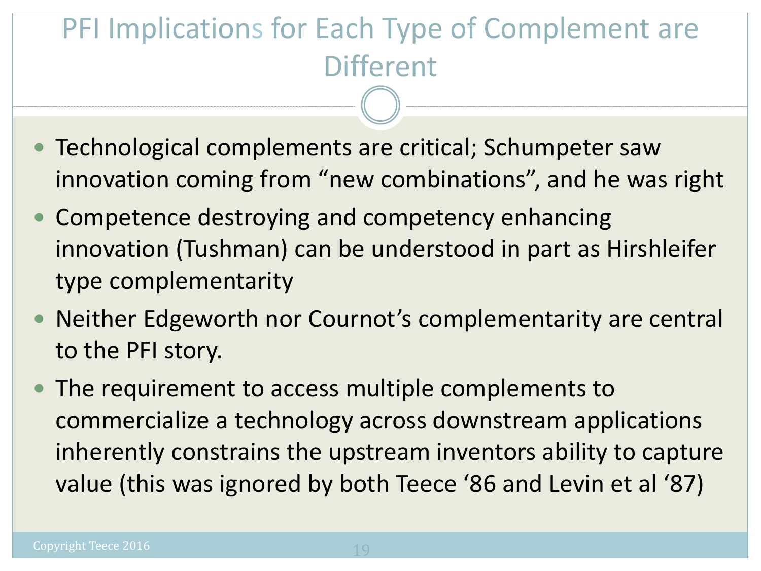# PFI Implications for Each Type of Complement are Different

- Technological complements are critical; Schumpeter saw innovation coming from “new combinations”, and he was right
- Competence destroying and competency enhancing innovation (Tushman) can be understood in part as Hirshleifer type complementarity
- Neither Edgeworth nor Cournot’s complementarity are central to the PFI story.
- The requirement to access multiple complements to commercialize a technology across downstream applications inherently constrains the upstream inventors ability to capture value (this was ignored by both Teece ‘86 and Levin et al ‘87)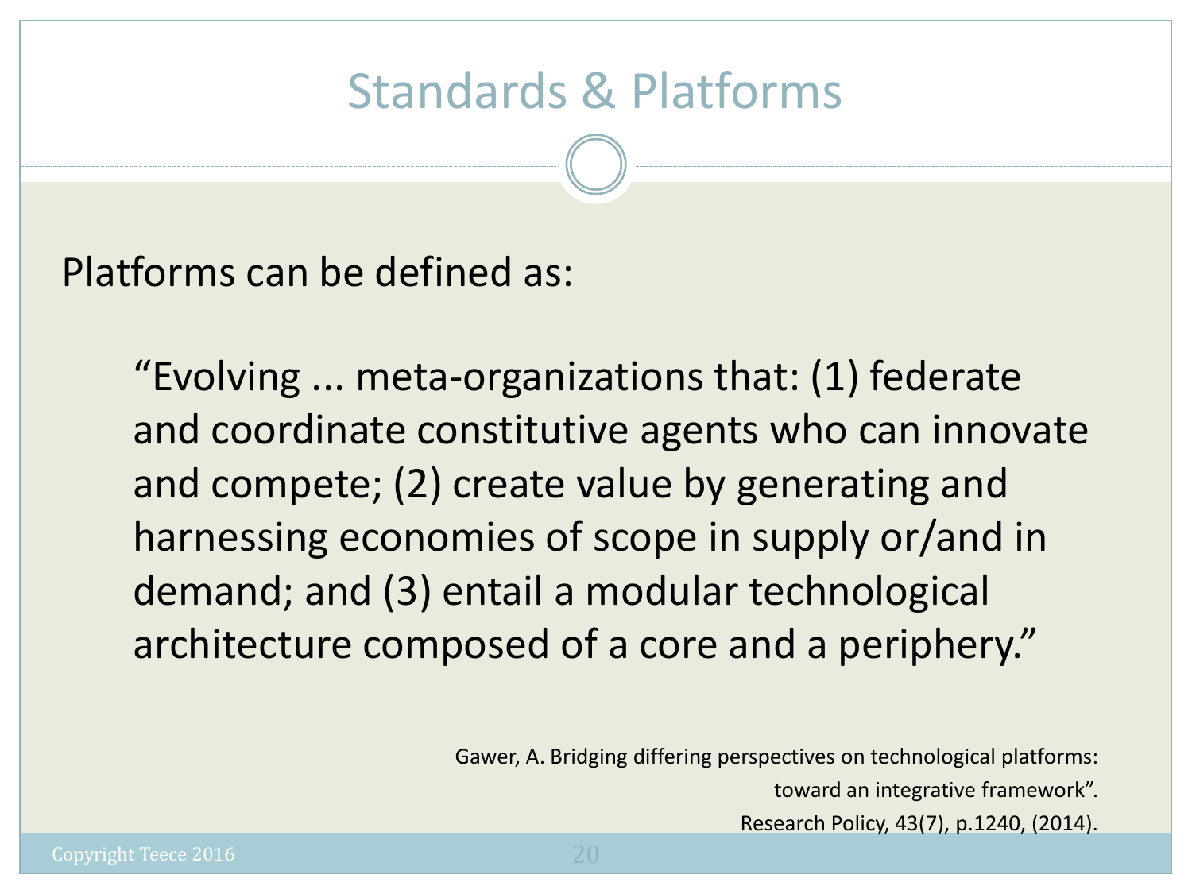# Standards & Platforms

Platforms can be defined as:

> "Evolving ... meta-organizations that: (1) federate and coordinate constitutive agents who can innovate and compete; (2) create value by generating and harnessing economies of scope in supply or/and in demand; and (3) entail a modular technological architecture composed of a core and a periphery."

Gawer, A. Bridging differing perspectives on technological platforms: toward an integrative framework". Research Policy, 43(7), p.1240, (2014).

Copyright Teece 2016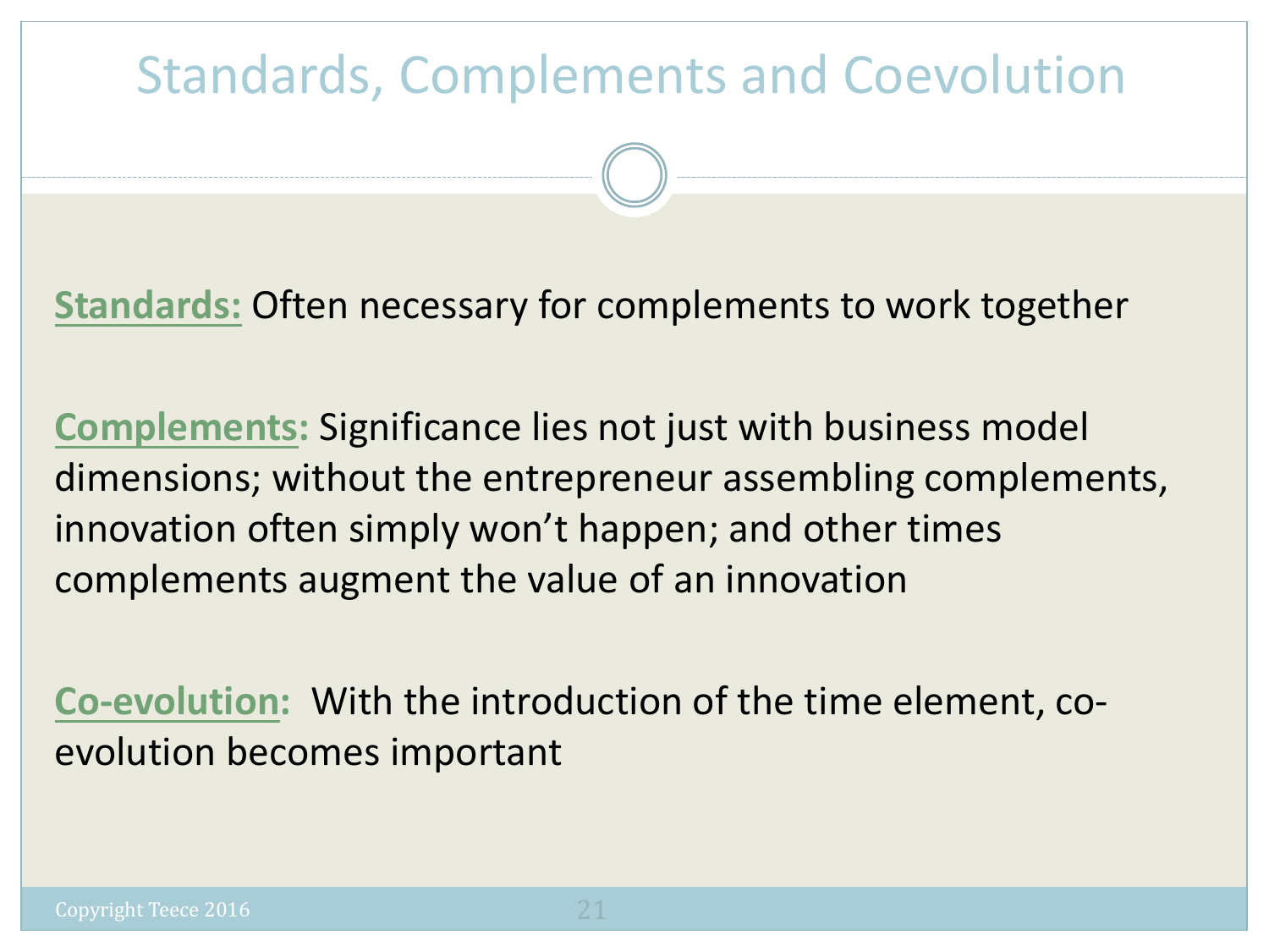# Standards, Complements and Coevolution

**Standards:** Often necessary for complements to work together

**Complements:** Significance lies not just with business model dimensions; without the entrepreneur assembling complements, innovation often simply won't happen; and other times complements augment the value of an innovation

**Co-evolution:** With the introduction of the time element, co-evolution becomes important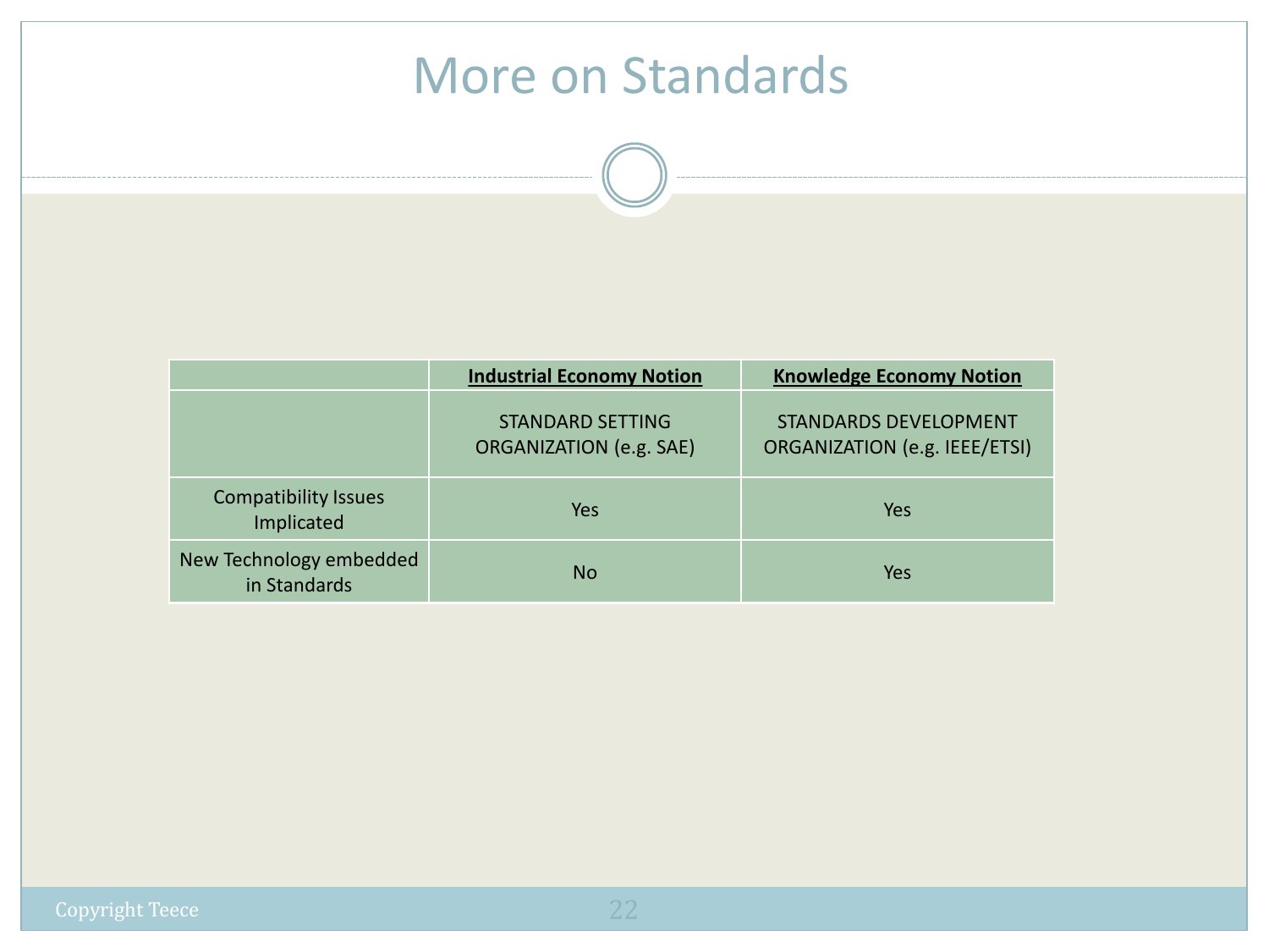# More on Standards

| | **Industrial Economy Notion** | **Knowledge Economy Notion** |
|---|---|---|
| | STANDARD SETTING ORGANIZATION (e.g. SAE) | STANDARDS DEVELOPMENT ORGANIZATION (e.g. IEEE/ETSI) |
| Compatibility Issues Implicated | Yes | Yes |
| New Technology embedded in Standards | No | Yes |

Copyright Teece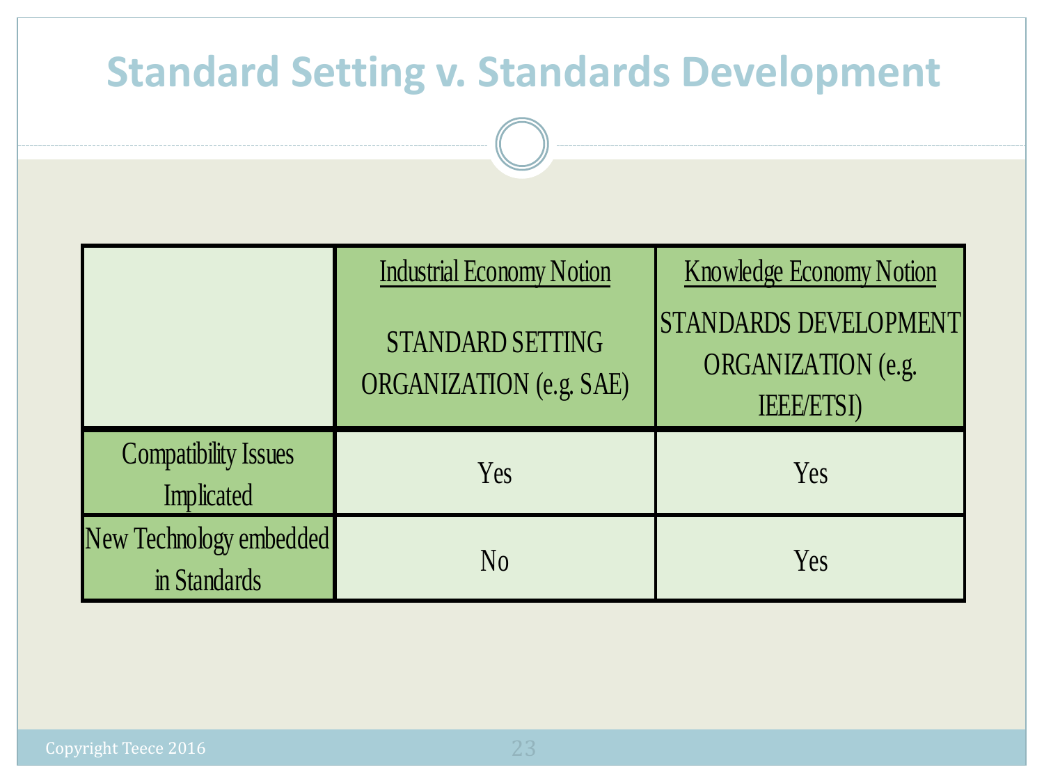# Standard Setting v. Standards Development

| | Industrial Economy Notion<br><br>STANDARD SETTING ORGANIZATION (e.g. SAE) | Knowledge Economy Notion<br><br>STANDARDS DEVELOPMENT ORGANIZATION (e.g. IEEE/ETSI) |
|---|---|---|
| Compatibility Issues Implicated | Yes | Yes |
| New Technology embedded in Standards | No | Yes |

Copyright Teece 2016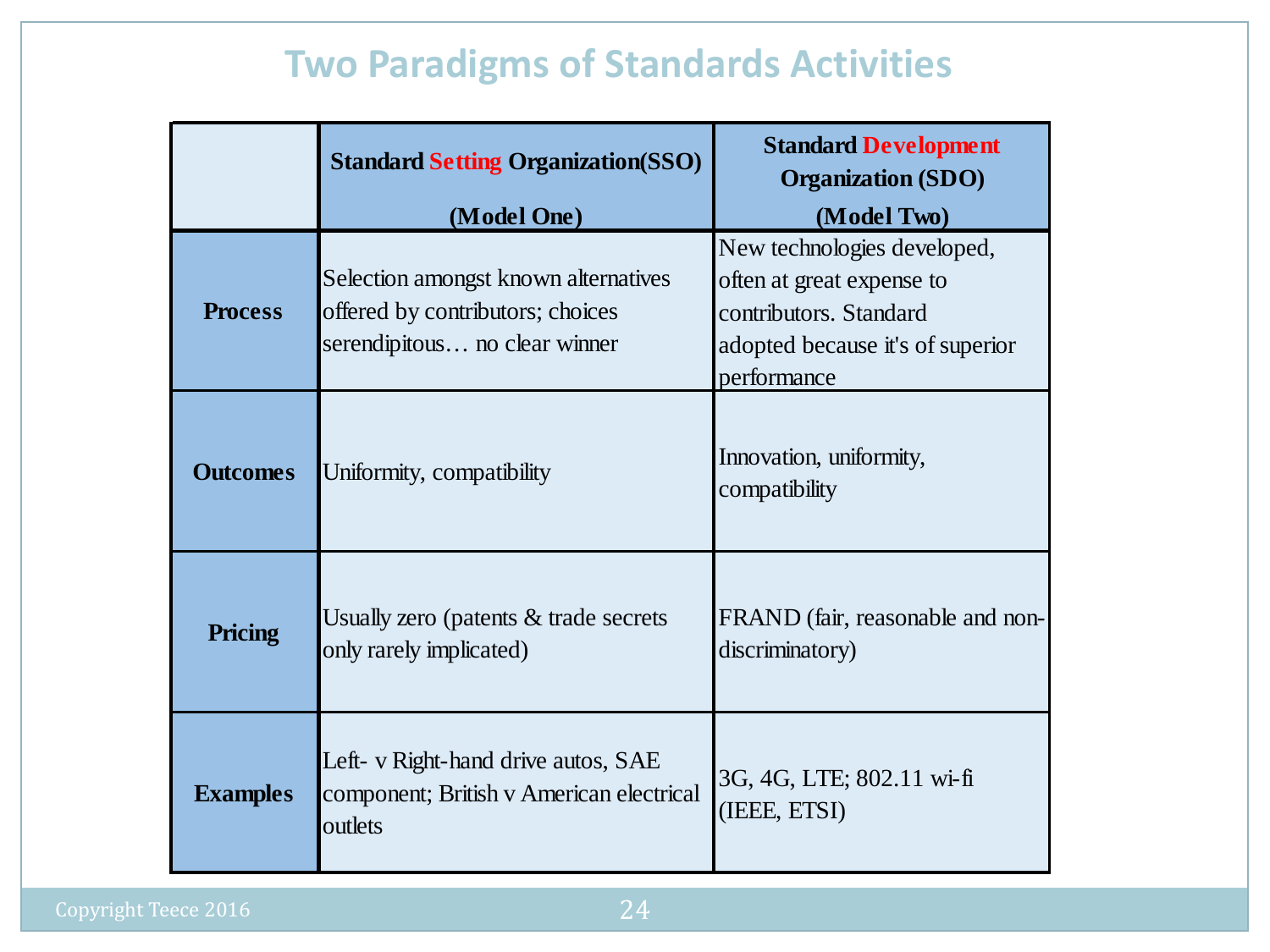# Two Paradigms of Standards Activities

| | Standard Setting Organization(SSO) (Model One) | Standard Development Organization (SDO) (Model Two) |
|---|---|---|
| **Process** | Selection amongst known alternatives offered by contributors; choices serendipitous… no clear winner | New technologies developed, often at great expense to contributors. Standard adopted because it's of superior performance |
| **Outcomes** | Uniformity, compatibility | Innovation, uniformity, compatibility |
| **Pricing** | Usually zero (patents & trade secrets only rarely implicated) | FRAND (fair, reasonable and non-discriminatory) |
| **Examples** | Left- v Right-hand drive autos, SAE component; British v American electrical outlets | 3G, 4G, LTE; 802.11 wi-fi (IEEE, ETSI) |

Copyright Teece 2016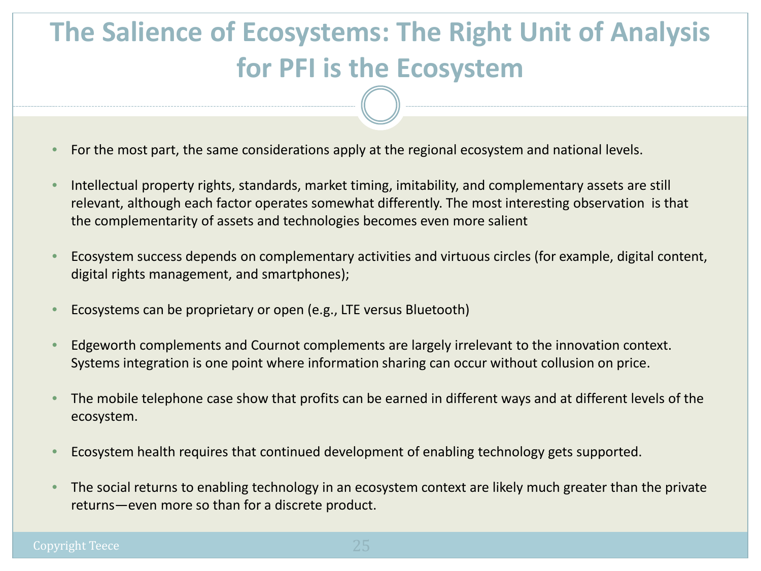# The Salience of Ecosystems: The Right Unit of Analysis for PFI is the Ecosystem

- For the most part, the same considerations apply at the regional ecosystem and national levels.
- Intellectual property rights, standards, market timing, imitability, and complementary assets are still relevant, although each factor operates somewhat differently. The most interesting observation is that the complementarity of assets and technologies becomes even more salient
- Ecosystem success depends on complementary activities and virtuous circles (for example, digital content, digital rights management, and smartphones);
- Ecosystems can be proprietary or open (e.g., LTE versus Bluetooth)
- Edgeworth complements and Cournot complements are largely irrelevant to the innovation context. Systems integration is one point where information sharing can occur without collusion on price.
- The mobile telephone case show that profits can be earned in different ways and at different levels of the ecosystem.
- Ecosystem health requires that continued development of enabling technology gets supported.
- The social returns to enabling technology in an ecosystem context are likely much greater than the private returns—even more so than for a discrete product.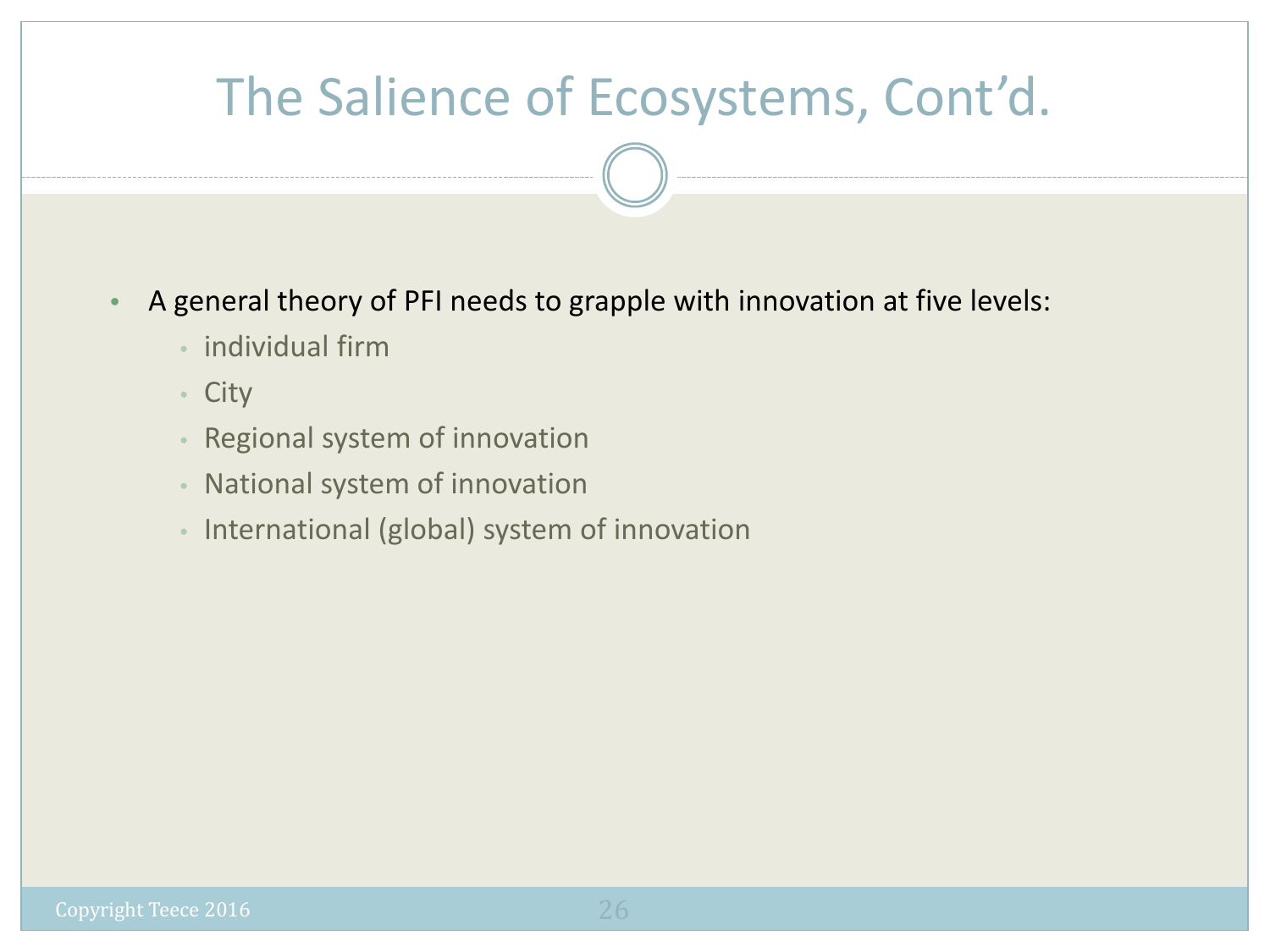# The Salience of Ecosystems, Cont'd.

- A general theory of PFI needs to grapple with innovation at five levels:
  - individual firm
  - City
  - Regional system of innovation
  - National system of innovation
  - International (global) system of innovation

Copyright Teece 2016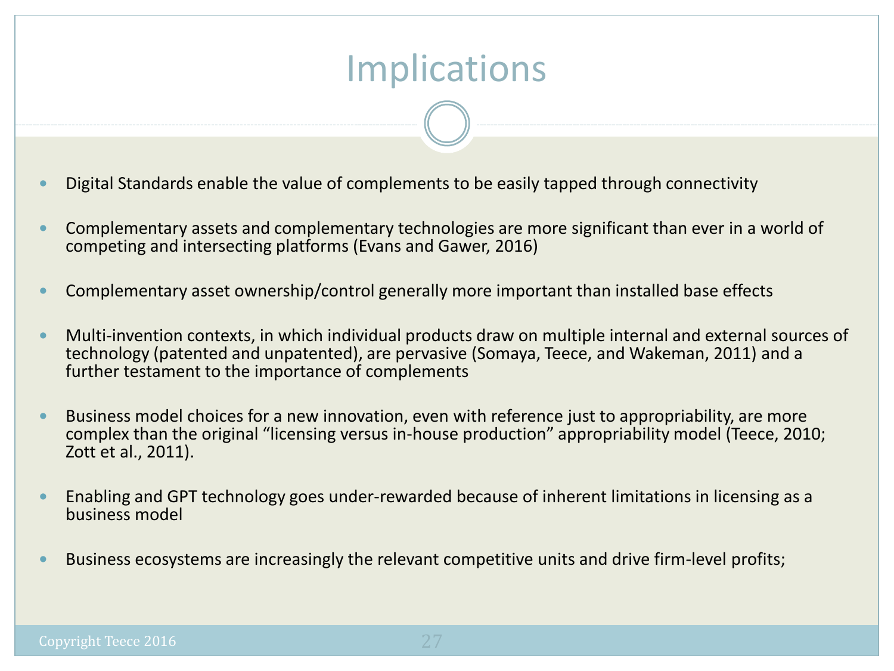# Implications

- Digital Standards enable the value of complements to be easily tapped through connectivity
- Complementary assets and complementary technologies are more significant than ever in a world of competing and intersecting platforms (Evans and Gawer, 2016)
- Complementary asset ownership/control generally more important than installed base effects
- Multi-invention contexts, in which individual products draw on multiple internal and external sources of technology (patented and unpatented), are pervasive (Somaya, Teece, and Wakeman, 2011) and a further testament to the importance of complements
- Business model choices for a new innovation, even with reference just to appropriability, are more complex than the original "licensing versus in-house production" appropriability model (Teece, 2010; Zott et al., 2011).
- Enabling and GPT technology goes under-rewarded because of inherent limitations in licensing as a business model
- Business ecosystems are increasingly the relevant competitive units and drive firm-level profits;

Copyright Teece 2016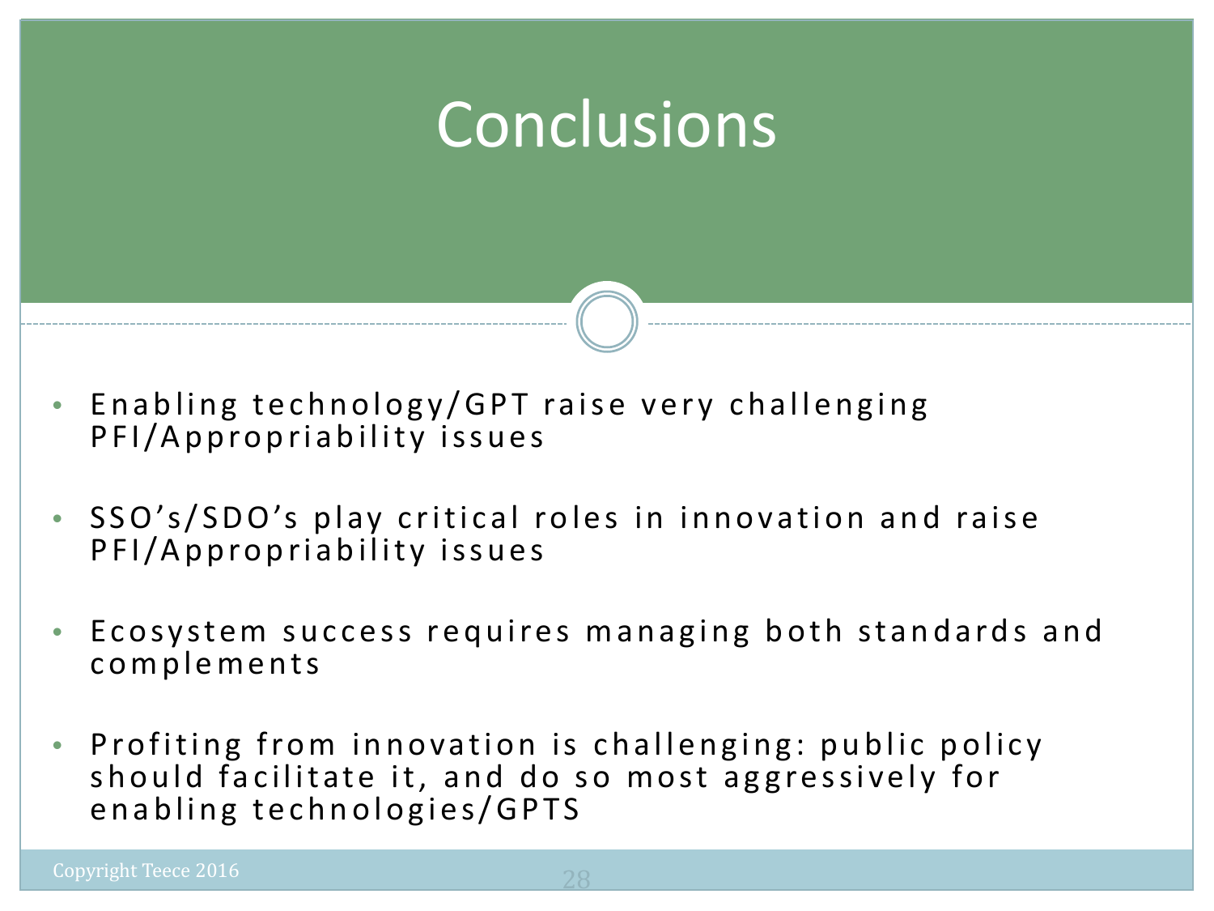# Conclusions

- Enabling technology/GPT raise very challenging PFI/Appropriability issues
- SSO's/SDO's play critical roles in innovation and raise PFI/Appropriability issues
- Ecosystem success requires managing both standards and complements
- Profiting from innovation is challenging: public policy should facilitate it, and do so most aggressively for enabling technologies/GPTS

Copyright Teece 2016